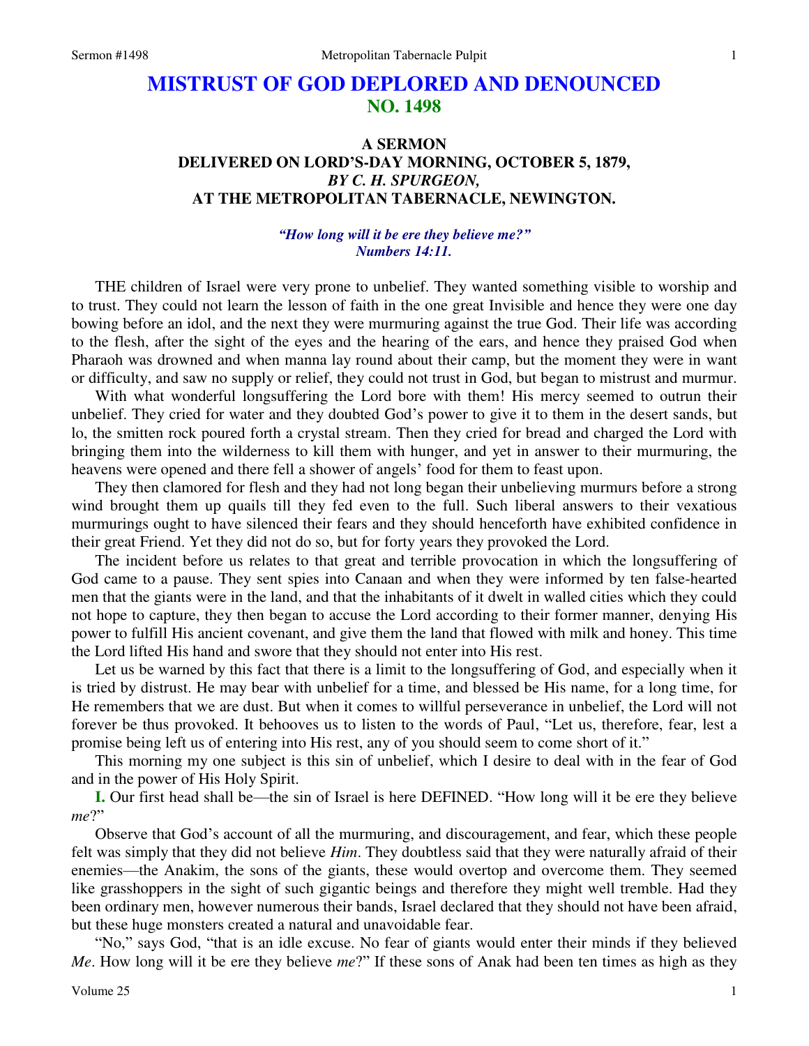# MISTRUST OF GOD DEPLORED AND DENOUNCED
## NO. 1498

### A SERMON
### DELIVERED ON LORD'S-DAY MORNING, OCTOBER 5, 1879,
### *BY C. H. SPURGEON,*
### AT THE METROPOLITAN TABERNACLE, NEWINGTON.

***"How long will it be ere they believe me?"***
***Numbers 14:11.***

THE children of Israel were very prone to unbelief. They wanted something visible to worship and to trust. They could not learn the lesson of faith in the one great Invisible and hence they were one day bowing before an idol, and the next they were murmuring against the true God. Their life was according to the flesh, after the sight of the eyes and the hearing of the ears, and hence they praised God when Pharaoh was drowned and when manna lay round about their camp, but the moment they were in want or difficulty, and saw no supply or relief, they could not trust in God, but began to mistrust and murmur.

With what wonderful longsuffering the Lord bore with them! His mercy seemed to outrun their unbelief. They cried for water and they doubted God's power to give it to them in the desert sands, but lo, the smitten rock poured forth a crystal stream. Then they cried for bread and charged the Lord with bringing them into the wilderness to kill them with hunger, and yet in answer to their murmuring, the heavens were opened and there fell a shower of angels' food for them to feast upon.

They then clamored for flesh and they had not long began their unbelieving murmurs before a strong wind brought them up quails till they fed even to the full. Such liberal answers to their vexatious murmurings ought to have silenced their fears and they should henceforth have exhibited confidence in their great Friend. Yet they did not do so, but for forty years they provoked the Lord.

The incident before us relates to that great and terrible provocation in which the longsuffering of God came to a pause. They sent spies into Canaan and when they were informed by ten false-hearted men that the giants were in the land, and that the inhabitants of it dwelt in walled cities which they could not hope to capture, they then began to accuse the Lord according to their former manner, denying His power to fulfill His ancient covenant, and give them the land that flowed with milk and honey. This time the Lord lifted His hand and swore that they should not enter into His rest.

Let us be warned by this fact that there is a limit to the longsuffering of God, and especially when it is tried by distrust. He may bear with unbelief for a time, and blessed be His name, for a long time, for He remembers that we are dust. But when it comes to willful perseverance in unbelief, the Lord will not forever be thus provoked. It behooves us to listen to the words of Paul, "Let us, therefore, fear, lest a promise being left us of entering into His rest, any of you should seem to come short of it."

This morning my one subject is this sin of unbelief, which I desire to deal with in the fear of God and in the power of His Holy Spirit.

**I.** Our first head shall be—the sin of Israel is here DEFINED. "How long will it be ere they believe *me*?"

Observe that God's account of all the murmuring, and discouragement, and fear, which these people felt was simply that they did not believe *Him*. They doubtless said that they were naturally afraid of their enemies—the Anakim, the sons of the giants, these would overtop and overcome them. They seemed like grasshoppers in the sight of such gigantic beings and therefore they might well tremble. Had they been ordinary men, however numerous their bands, Israel declared that they should not have been afraid, but these huge monsters created a natural and unavoidable fear.

"No," says God, "that is an idle excuse. No fear of giants would enter their minds if they believed *Me*. How long will it be ere they believe *me*?" If these sons of Anak had been ten times as high as they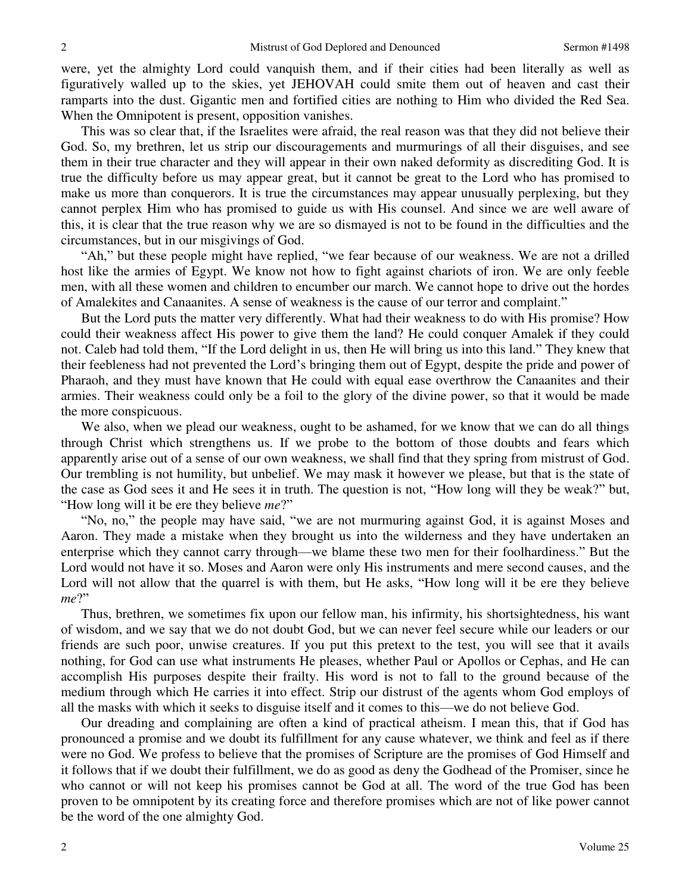were, yet the almighty Lord could vanquish them, and if their cities had been literally as well as figuratively walled up to the skies, yet JEHOVAH could smite them out of heaven and cast their ramparts into the dust. Gigantic men and fortified cities are nothing to Him who divided the Red Sea. When the Omnipotent is present, opposition vanishes.

This was so clear that, if the Israelites were afraid, the real reason was that they did not believe their God. So, my brethren, let us strip our discouragements and murmurings of all their disguises, and see them in their true character and they will appear in their own naked deformity as discrediting God. It is true the difficulty before us may appear great, but it cannot be great to the Lord who has promised to make us more than conquerors. It is true the circumstances may appear unusually perplexing, but they cannot perplex Him who has promised to guide us with His counsel. And since we are well aware of this, it is clear that the true reason why we are so dismayed is not to be found in the difficulties and the circumstances, but in our misgivings of God.

"Ah," but these people might have replied, "we fear because of our weakness. We are not a drilled host like the armies of Egypt. We know not how to fight against chariots of iron. We are only feeble men, with all these women and children to encumber our march. We cannot hope to drive out the hordes of Amalekites and Canaanites. A sense of weakness is the cause of our terror and complaint."

But the Lord puts the matter very differently. What had their weakness to do with His promise? How could their weakness affect His power to give them the land? He could conquer Amalek if they could not. Caleb had told them, "If the Lord delight in us, then He will bring us into this land." They knew that their feebleness had not prevented the Lord's bringing them out of Egypt, despite the pride and power of Pharaoh, and they must have known that He could with equal ease overthrow the Canaanites and their armies. Their weakness could only be a foil to the glory of the divine power, so that it would be made the more conspicuous.

We also, when we plead our weakness, ought to be ashamed, for we know that we can do all things through Christ which strengthens us. If we probe to the bottom of those doubts and fears which apparently arise out of a sense of our own weakness, we shall find that they spring from mistrust of God. Our trembling is not humility, but unbelief. We may mask it however we please, but that is the state of the case as God sees it and He sees it in truth. The question is not, "How long will they be weak?" but, "How long will it be ere they believe *me*?"

"No, no," the people may have said, "we are not murmuring against God, it is against Moses and Aaron. They made a mistake when they brought us into the wilderness and they have undertaken an enterprise which they cannot carry through—we blame these two men for their foolhardiness." But the Lord would not have it so. Moses and Aaron were only His instruments and mere second causes, and the Lord will not allow that the quarrel is with them, but He asks, "How long will it be ere they believe *me*?"

Thus, brethren, we sometimes fix upon our fellow man, his infirmity, his shortsightedness, his want of wisdom, and we say that we do not doubt God, but we can never feel secure while our leaders or our friends are such poor, unwise creatures. If you put this pretext to the test, you will see that it avails nothing, for God can use what instruments He pleases, whether Paul or Apollos or Cephas, and He can accomplish His purposes despite their frailty. His word is not to fall to the ground because of the medium through which He carries it into effect. Strip our distrust of the agents whom God employs of all the masks with which it seeks to disguise itself and it comes to this—we do not believe God.

Our dreading and complaining are often a kind of practical atheism. I mean this, that if God has pronounced a promise and we doubt its fulfillment for any cause whatever, we think and feel as if there were no God. We profess to believe that the promises of Scripture are the promises of God Himself and it follows that if we doubt their fulfillment, we do as good as deny the Godhead of the Promiser, since he who cannot or will not keep his promises cannot be God at all. The word of the true God has been proven to be omnipotent by its creating force and therefore promises which are not of like power cannot be the word of the one almighty God.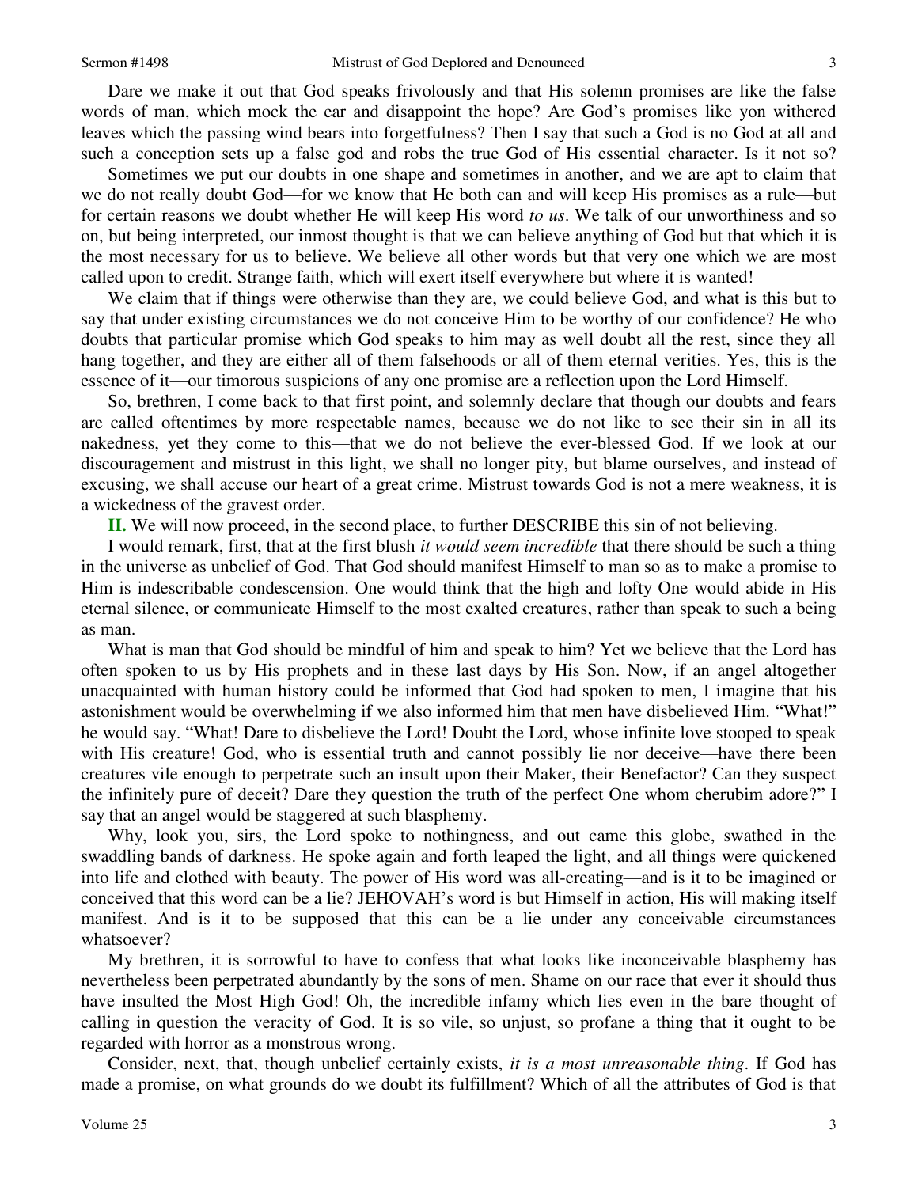Dare we make it out that God speaks frivolously and that His solemn promises are like the false words of man, which mock the ear and disappoint the hope? Are God's promises like yon withered leaves which the passing wind bears into forgetfulness? Then I say that such a God is no God at all and such a conception sets up a false god and robs the true God of His essential character. Is it not so?

Sometimes we put our doubts in one shape and sometimes in another, and we are apt to claim that we do not really doubt God—for we know that He both can and will keep His promises as a rule—but for certain reasons we doubt whether He will keep His word *to us*. We talk of our unworthiness and so on, but being interpreted, our inmost thought is that we can believe anything of God but that which it is the most necessary for us to believe. We believe all other words but that very one which we are most called upon to credit. Strange faith, which will exert itself everywhere but where it is wanted!

We claim that if things were otherwise than they are, we could believe God, and what is this but to say that under existing circumstances we do not conceive Him to be worthy of our confidence? He who doubts that particular promise which God speaks to him may as well doubt all the rest, since they all hang together, and they are either all of them falsehoods or all of them eternal verities. Yes, this is the essence of it—our timorous suspicions of any one promise are a reflection upon the Lord Himself.

So, brethren, I come back to that first point, and solemnly declare that though our doubts and fears are called oftentimes by more respectable names, because we do not like to see their sin in all its nakedness, yet they come to this—that we do not believe the ever-blessed God. If we look at our discouragement and mistrust in this light, we shall no longer pity, but blame ourselves, and instead of excusing, we shall accuse our heart of a great crime. Mistrust towards God is not a mere weakness, it is a wickedness of the gravest order.

**II.** We will now proceed, in the second place, to further DESCRIBE this sin of not believing.

I would remark, first, that at the first blush *it would seem incredible* that there should be such a thing in the universe as unbelief of God. That God should manifest Himself to man so as to make a promise to Him is indescribable condescension. One would think that the high and lofty One would abide in His eternal silence, or communicate Himself to the most exalted creatures, rather than speak to such a being as man.

What is man that God should be mindful of him and speak to him? Yet we believe that the Lord has often spoken to us by His prophets and in these last days by His Son. Now, if an angel altogether unacquainted with human history could be informed that God had spoken to men, I imagine that his astonishment would be overwhelming if we also informed him that men have disbelieved Him. "What!" he would say. "What! Dare to disbelieve the Lord! Doubt the Lord, whose infinite love stooped to speak with His creature! God, who is essential truth and cannot possibly lie nor deceive—have there been creatures vile enough to perpetrate such an insult upon their Maker, their Benefactor? Can they suspect the infinitely pure of deceit? Dare they question the truth of the perfect One whom cherubim adore?" I say that an angel would be staggered at such blasphemy.

Why, look you, sirs, the Lord spoke to nothingness, and out came this globe, swathed in the swaddling bands of darkness. He spoke again and forth leaped the light, and all things were quickened into life and clothed with beauty. The power of His word was all-creating—and is it to be imagined or conceived that this word can be a lie? JEHOVAH's word is but Himself in action, His will making itself manifest. And is it to be supposed that this can be a lie under any conceivable circumstances whatsoever?

My brethren, it is sorrowful to have to confess that what looks like inconceivable blasphemy has nevertheless been perpetrated abundantly by the sons of men. Shame on our race that ever it should thus have insulted the Most High God! Oh, the incredible infamy which lies even in the bare thought of calling in question the veracity of God. It is so vile, so unjust, so profane a thing that it ought to be regarded with horror as a monstrous wrong.

Consider, next, that, though unbelief certainly exists, *it is a most unreasonable thing*. If God has made a promise, on what grounds do we doubt its fulfillment? Which of all the attributes of God is that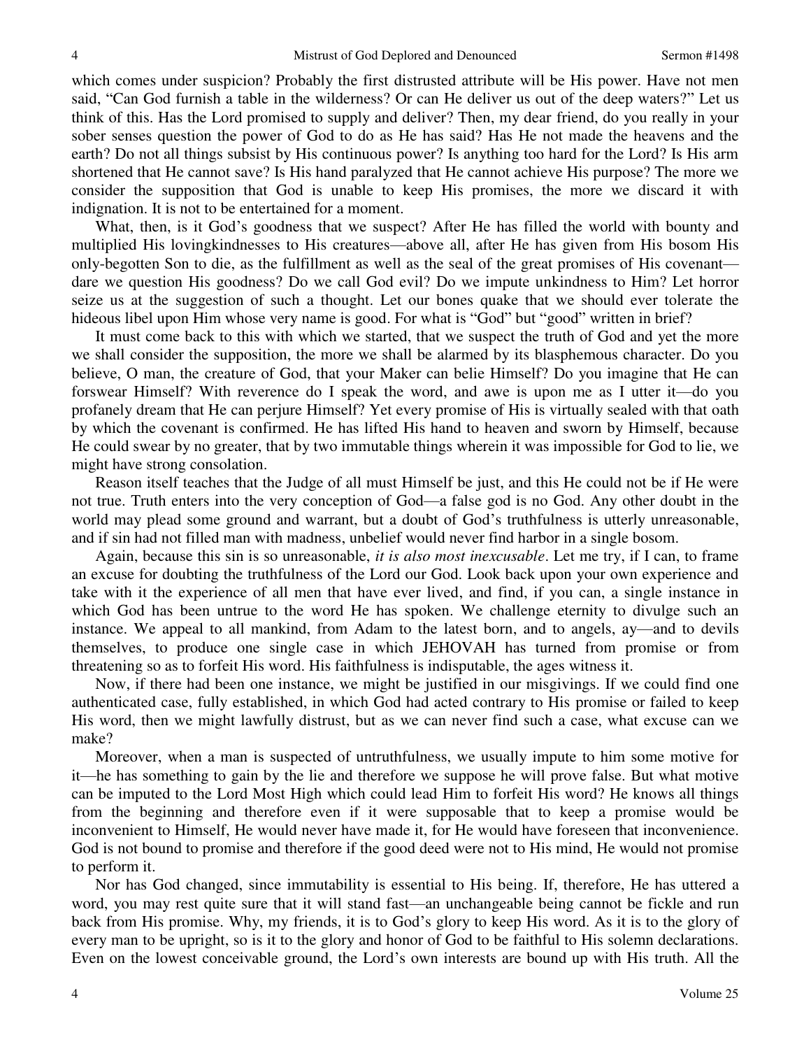which comes under suspicion? Probably the first distrusted attribute will be His power. Have not men said, "Can God furnish a table in the wilderness? Or can He deliver us out of the deep waters?" Let us think of this. Has the Lord promised to supply and deliver? Then, my dear friend, do you really in your sober senses question the power of God to do as He has said? Has He not made the heavens and the earth? Do not all things subsist by His continuous power? Is anything too hard for the Lord? Is His arm shortened that He cannot save? Is His hand paralyzed that He cannot achieve His purpose? The more we consider the supposition that God is unable to keep His promises, the more we discard it with indignation. It is not to be entertained for a moment.

What, then, is it God's goodness that we suspect? After He has filled the world with bounty and multiplied His lovingkindnesses to His creatures—above all, after He has given from His bosom His only-begotten Son to die, as the fulfillment as well as the seal of the great promises of His covenant—dare we question His goodness? Do we call God evil? Do we impute unkindness to Him? Let horror seize us at the suggestion of such a thought. Let our bones quake that we should ever tolerate the hideous libel upon Him whose very name is good. For what is "God" but "good" written in brief?

It must come back to this with which we started, that we suspect the truth of God and yet the more we shall consider the supposition, the more we shall be alarmed by its blasphemous character. Do you believe, O man, the creature of God, that your Maker can belie Himself? Do you imagine that He can forswear Himself? With reverence do I speak the word, and awe is upon me as I utter it—do you profanely dream that He can perjure Himself? Yet every promise of His is virtually sealed with that oath by which the covenant is confirmed. He has lifted His hand to heaven and sworn by Himself, because He could swear by no greater, that by two immutable things wherein it was impossible for God to lie, we might have strong consolation.

Reason itself teaches that the Judge of all must Himself be just, and this He could not be if He were not true. Truth enters into the very conception of God—a false god is no God. Any other doubt in the world may plead some ground and warrant, but a doubt of God's truthfulness is utterly unreasonable, and if sin had not filled man with madness, unbelief would never find harbor in a single bosom.

Again, because this sin is so unreasonable, *it is also most inexcusable*. Let me try, if I can, to frame an excuse for doubting the truthfulness of the Lord our God. Look back upon your own experience and take with it the experience of all men that have ever lived, and find, if you can, a single instance in which God has been untrue to the word He has spoken. We challenge eternity to divulge such an instance. We appeal to all mankind, from Adam to the latest born, and to angels, ay—and to devils themselves, to produce one single case in which JEHOVAH has turned from promise or from threatening so as to forfeit His word. His faithfulness is indisputable, the ages witness it.

Now, if there had been one instance, we might be justified in our misgivings. If we could find one authenticated case, fully established, in which God had acted contrary to His promise or failed to keep His word, then we might lawfully distrust, but as we can never find such a case, what excuse can we make?

Moreover, when a man is suspected of untruthfulness, we usually impute to him some motive for it—he has something to gain by the lie and therefore we suppose he will prove false. But what motive can be imputed to the Lord Most High which could lead Him to forfeit His word? He knows all things from the beginning and therefore even if it were supposable that to keep a promise would be inconvenient to Himself, He would never have made it, for He would have foreseen that inconvenience. God is not bound to promise and therefore if the good deed were not to His mind, He would not promise to perform it.

Nor has God changed, since immutability is essential to His being. If, therefore, He has uttered a word, you may rest quite sure that it will stand fast—an unchangeable being cannot be fickle and run back from His promise. Why, my friends, it is to God's glory to keep His word. As it is to the glory of every man to be upright, so is it to the glory and honor of God to be faithful to His solemn declarations. Even on the lowest conceivable ground, the Lord's own interests are bound up with His truth. All the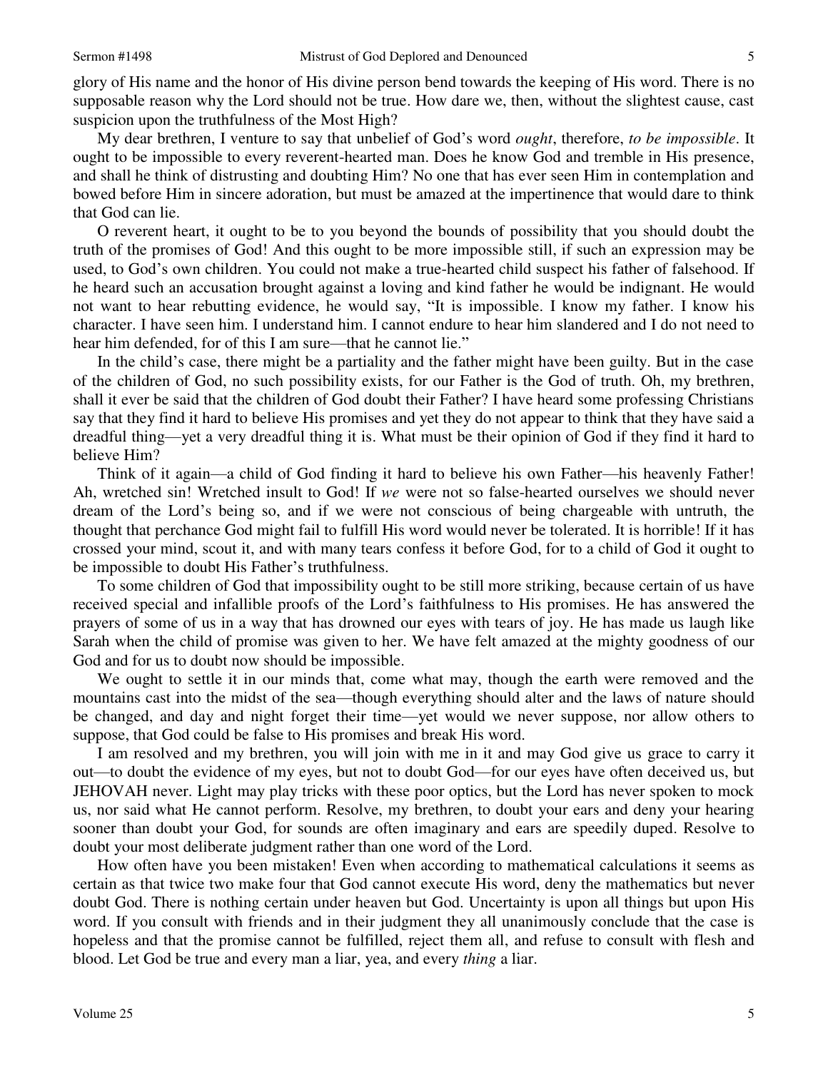glory of His name and the honor of His divine person bend towards the keeping of His word. There is no supposable reason why the Lord should not be true. How dare we, then, without the slightest cause, cast suspicion upon the truthfulness of the Most High?

My dear brethren, I venture to say that unbelief of God's word *ought*, therefore, *to be impossible*. It ought to be impossible to every reverent-hearted man. Does he know God and tremble in His presence, and shall he think of distrusting and doubting Him? No one that has ever seen Him in contemplation and bowed before Him in sincere adoration, but must be amazed at the impertinence that would dare to think that God can lie.

O reverent heart, it ought to be to you beyond the bounds of possibility that you should doubt the truth of the promises of God! And this ought to be more impossible still, if such an expression may be used, to God's own children. You could not make a true-hearted child suspect his father of falsehood. If he heard such an accusation brought against a loving and kind father he would be indignant. He would not want to hear rebutting evidence, he would say, "It is impossible. I know my father. I know his character. I have seen him. I understand him. I cannot endure to hear him slandered and I do not need to hear him defended, for of this I am sure—that he cannot lie."

In the child's case, there might be a partiality and the father might have been guilty. But in the case of the children of God, no such possibility exists, for our Father is the God of truth. Oh, my brethren, shall it ever be said that the children of God doubt their Father? I have heard some professing Christians say that they find it hard to believe His promises and yet they do not appear to think that they have said a dreadful thing—yet a very dreadful thing it is. What must be their opinion of God if they find it hard to believe Him?

Think of it again—a child of God finding it hard to believe his own Father—his heavenly Father! Ah, wretched sin! Wretched insult to God! If *we* were not so false-hearted ourselves we should never dream of the Lord's being so, and if we were not conscious of being chargeable with untruth, the thought that perchance God might fail to fulfill His word would never be tolerated. It is horrible! If it has crossed your mind, scout it, and with many tears confess it before God, for to a child of God it ought to be impossible to doubt His Father's truthfulness.

To some children of God that impossibility ought to be still more striking, because certain of us have received special and infallible proofs of the Lord's faithfulness to His promises. He has answered the prayers of some of us in a way that has drowned our eyes with tears of joy. He has made us laugh like Sarah when the child of promise was given to her. We have felt amazed at the mighty goodness of our God and for us to doubt now should be impossible.

We ought to settle it in our minds that, come what may, though the earth were removed and the mountains cast into the midst of the sea—though everything should alter and the laws of nature should be changed, and day and night forget their time—yet would we never suppose, nor allow others to suppose, that God could be false to His promises and break His word.

I am resolved and my brethren, you will join with me in it and may God give us grace to carry it out—to doubt the evidence of my eyes, but not to doubt God—for our eyes have often deceived us, but JEHOVAH never. Light may play tricks with these poor optics, but the Lord has never spoken to mock us, nor said what He cannot perform. Resolve, my brethren, to doubt your ears and deny your hearing sooner than doubt your God, for sounds are often imaginary and ears are speedily duped. Resolve to doubt your most deliberate judgment rather than one word of the Lord.

How often have you been mistaken! Even when according to mathematical calculations it seems as certain as that twice two make four that God cannot execute His word, deny the mathematics but never doubt God. There is nothing certain under heaven but God. Uncertainty is upon all things but upon His word. If you consult with friends and in their judgment they all unanimously conclude that the case is hopeless and that the promise cannot be fulfilled, reject them all, and refuse to consult with flesh and blood. Let God be true and every man a liar, yea, and every *thing* a liar.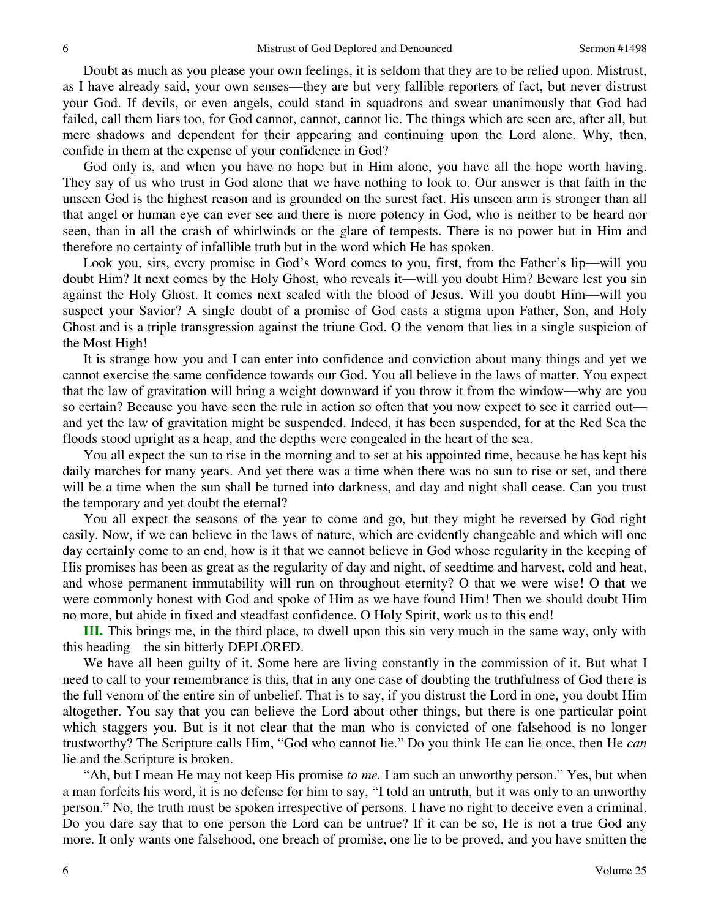Doubt as much as you please your own feelings, it is seldom that they are to be relied upon. Mistrust, as I have already said, your own senses—they are but very fallible reporters of fact, but never distrust your God. If devils, or even angels, could stand in squadrons and swear unanimously that God had failed, call them liars too, for God cannot, cannot, cannot lie. The things which are seen are, after all, but mere shadows and dependent for their appearing and continuing upon the Lord alone. Why, then, confide in them at the expense of your confidence in God?

God only is, and when you have no hope but in Him alone, you have all the hope worth having. They say of us who trust in God alone that we have nothing to look to. Our answer is that faith in the unseen God is the highest reason and is grounded on the surest fact. His unseen arm is stronger than all that angel or human eye can ever see and there is more potency in God, who is neither to be heard nor seen, than in all the crash of whirlwinds or the glare of tempests. There is no power but in Him and therefore no certainty of infallible truth but in the word which He has spoken.

Look you, sirs, every promise in God's Word comes to you, first, from the Father's lip—will you doubt Him? It next comes by the Holy Ghost, who reveals it—will you doubt Him? Beware lest you sin against the Holy Ghost. It comes next sealed with the blood of Jesus. Will you doubt Him—will you suspect your Savior? A single doubt of a promise of God casts a stigma upon Father, Son, and Holy Ghost and is a triple transgression against the triune God. O the venom that lies in a single suspicion of the Most High!

It is strange how you and I can enter into confidence and conviction about many things and yet we cannot exercise the same confidence towards our God. You all believe in the laws of matter. You expect that the law of gravitation will bring a weight downward if you throw it from the window—why are you so certain? Because you have seen the rule in action so often that you now expect to see it carried out—and yet the law of gravitation might be suspended. Indeed, it has been suspended, for at the Red Sea the floods stood upright as a heap, and the depths were congealed in the heart of the sea.

You all expect the sun to rise in the morning and to set at his appointed time, because he has kept his daily marches for many years. And yet there was a time when there was no sun to rise or set, and there will be a time when the sun shall be turned into darkness, and day and night shall cease. Can you trust the temporary and yet doubt the eternal?

You all expect the seasons of the year to come and go, but they might be reversed by God right easily. Now, if we can believe in the laws of nature, which are evidently changeable and which will one day certainly come to an end, how is it that we cannot believe in God whose regularity in the keeping of His promises has been as great as the regularity of day and night, of seedtime and harvest, cold and heat, and whose permanent immutability will run on throughout eternity? O that we were wise! O that we were commonly honest with God and spoke of Him as we have found Him! Then we should doubt Him no more, but abide in fixed and steadfast confidence. O Holy Spirit, work us to this end!

**III.** This brings me, in the third place, to dwell upon this sin very much in the same way, only with this heading—the sin bitterly DEPLORED.

We have all been guilty of it. Some here are living constantly in the commission of it. But what I need to call to your remembrance is this, that in any one case of doubting the truthfulness of God there is the full venom of the entire sin of unbelief. That is to say, if you distrust the Lord in one, you doubt Him altogether. You say that you can believe the Lord about other things, but there is one particular point which staggers you. But is it not clear that the man who is convicted of one falsehood is no longer trustworthy? The Scripture calls Him, "God who cannot lie." Do you think He can lie once, then He *can* lie and the Scripture is broken.

"Ah, but I mean He may not keep His promise *to me.* I am such an unworthy person." Yes, but when a man forfeits his word, it is no defense for him to say, "I told an untruth, but it was only to an unworthy person." No, the truth must be spoken irrespective of persons. I have no right to deceive even a criminal. Do you dare say that to one person the Lord can be untrue? If it can be so, He is not a true God any more. It only wants one falsehood, one breach of promise, one lie to be proved, and you have smitten the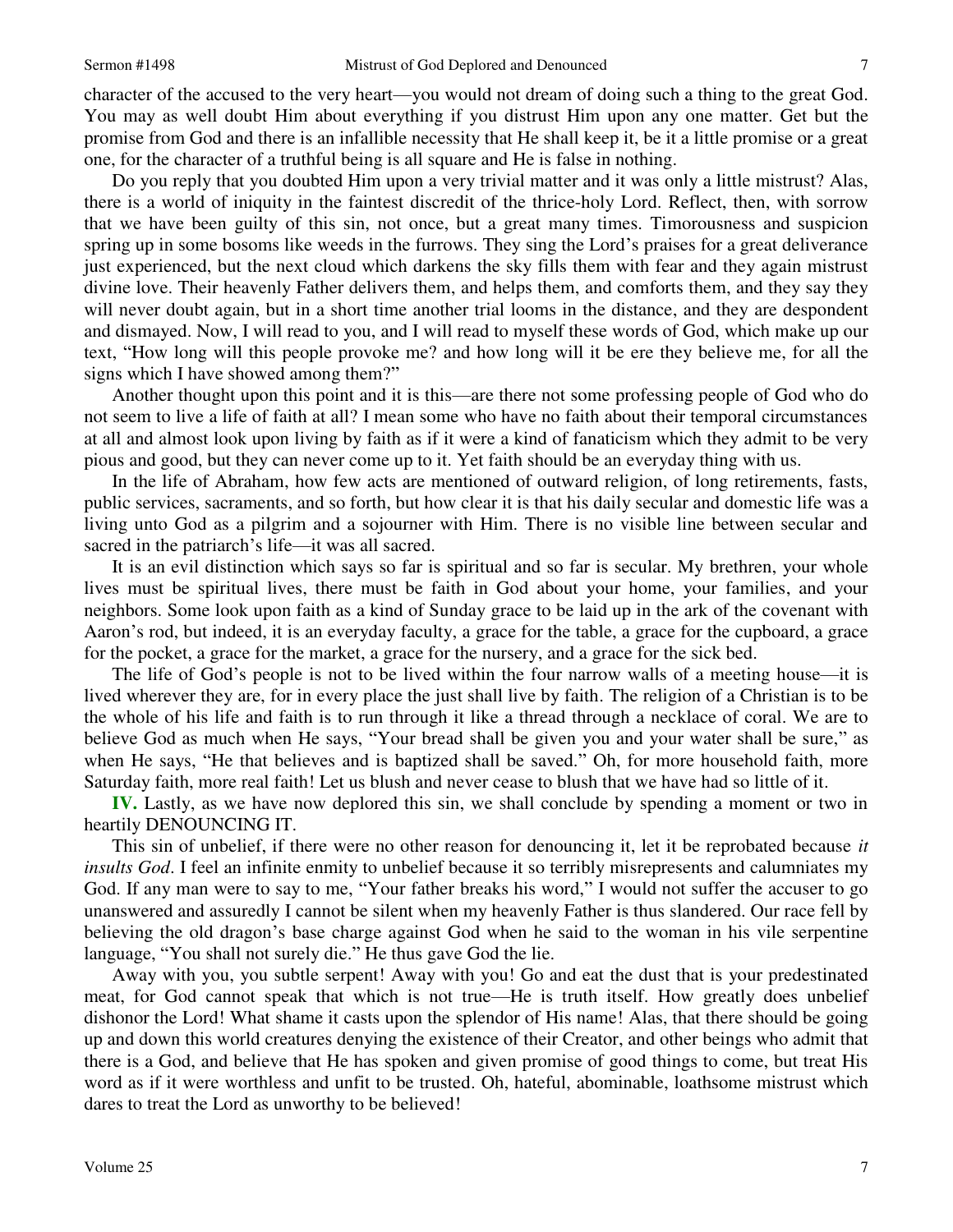character of the accused to the very heart—you would not dream of doing such a thing to the great God. You may as well doubt Him about everything if you distrust Him upon any one matter. Get but the promise from God and there is an infallible necessity that He shall keep it, be it a little promise or a great one, for the character of a truthful being is all square and He is false in nothing.

Do you reply that you doubted Him upon a very trivial matter and it was only a little mistrust? Alas, there is a world of iniquity in the faintest discredit of the thrice-holy Lord. Reflect, then, with sorrow that we have been guilty of this sin, not once, but a great many times. Timorousness and suspicion spring up in some bosoms like weeds in the furrows. They sing the Lord's praises for a great deliverance just experienced, but the next cloud which darkens the sky fills them with fear and they again mistrust divine love. Their heavenly Father delivers them, and helps them, and comforts them, and they say they will never doubt again, but in a short time another trial looms in the distance, and they are despondent and dismayed. Now, I will read to you, and I will read to myself these words of God, which make up our text, "How long will this people provoke me? and how long will it be ere they believe me, for all the signs which I have showed among them?"

Another thought upon this point and it is this—are there not some professing people of God who do not seem to live a life of faith at all? I mean some who have no faith about their temporal circumstances at all and almost look upon living by faith as if it were a kind of fanaticism which they admit to be very pious and good, but they can never come up to it. Yet faith should be an everyday thing with us.

In the life of Abraham, how few acts are mentioned of outward religion, of long retirements, fasts, public services, sacraments, and so forth, but how clear it is that his daily secular and domestic life was a living unto God as a pilgrim and a sojourner with Him. There is no visible line between secular and sacred in the patriarch's life—it was all sacred.

It is an evil distinction which says so far is spiritual and so far is secular. My brethren, your whole lives must be spiritual lives, there must be faith in God about your home, your families, and your neighbors. Some look upon faith as a kind of Sunday grace to be laid up in the ark of the covenant with Aaron's rod, but indeed, it is an everyday faculty, a grace for the table, a grace for the cupboard, a grace for the pocket, a grace for the market, a grace for the nursery, and a grace for the sick bed.

The life of God's people is not to be lived within the four narrow walls of a meeting house—it is lived wherever they are, for in every place the just shall live by faith. The religion of a Christian is to be the whole of his life and faith is to run through it like a thread through a necklace of coral. We are to believe God as much when He says, "Your bread shall be given you and your water shall be sure," as when He says, "He that believes and is baptized shall be saved." Oh, for more household faith, more Saturday faith, more real faith! Let us blush and never cease to blush that we have had so little of it.

**IV.** Lastly, as we have now deplored this sin, we shall conclude by spending a moment or two in heartily DENOUNCING IT.

This sin of unbelief, if there were no other reason for denouncing it, let it be reprobated because *it insults God*. I feel an infinite enmity to unbelief because it so terribly misrepresents and calumniates my God. If any man were to say to me, "Your father breaks his word," I would not suffer the accuser to go unanswered and assuredly I cannot be silent when my heavenly Father is thus slandered. Our race fell by believing the old dragon's base charge against God when he said to the woman in his vile serpentine language, "You shall not surely die." He thus gave God the lie.

Away with you, you subtle serpent! Away with you! Go and eat the dust that is your predestinated meat, for God cannot speak that which is not true—He is truth itself. How greatly does unbelief dishonor the Lord! What shame it casts upon the splendor of His name! Alas, that there should be going up and down this world creatures denying the existence of their Creator, and other beings who admit that there is a God, and believe that He has spoken and given promise of good things to come, but treat His word as if it were worthless and unfit to be trusted. Oh, hateful, abominable, loathsome mistrust which dares to treat the Lord as unworthy to be believed!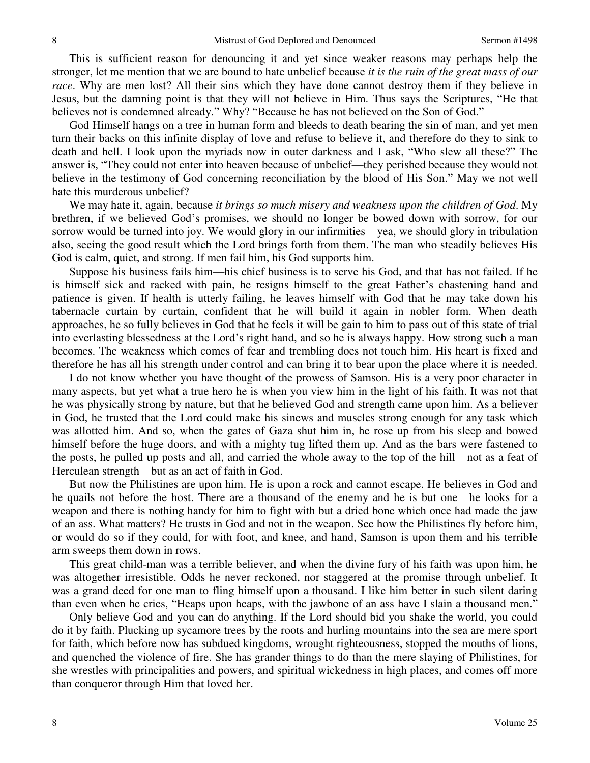This is sufficient reason for denouncing it and yet since weaker reasons may perhaps help the stronger, let me mention that we are bound to hate unbelief because *it is the ruin of the great mass of our race*. Why are men lost? All their sins which they have done cannot destroy them if they believe in Jesus, but the damning point is that they will not believe in Him. Thus says the Scriptures, "He that believes not is condemned already." Why? "Because he has not believed on the Son of God."

God Himself hangs on a tree in human form and bleeds to death bearing the sin of man, and yet men turn their backs on this infinite display of love and refuse to believe it, and therefore do they to sink to death and hell. I look upon the myriads now in outer darkness and I ask, "Who slew all these?" The answer is, "They could not enter into heaven because of unbelief—they perished because they would not believe in the testimony of God concerning reconciliation by the blood of His Son." May we not well hate this murderous unbelief?

We may hate it, again, because *it brings so much misery and weakness upon the children of God*. My brethren, if we believed God's promises, we should no longer be bowed down with sorrow, for our sorrow would be turned into joy. We would glory in our infirmities—yea, we should glory in tribulation also, seeing the good result which the Lord brings forth from them. The man who steadily believes His God is calm, quiet, and strong. If men fail him, his God supports him.

Suppose his business fails him—his chief business is to serve his God, and that has not failed. If he is himself sick and racked with pain, he resigns himself to the great Father's chastening hand and patience is given. If health is utterly failing, he leaves himself with God that he may take down his tabernacle curtain by curtain, confident that he will build it again in nobler form. When death approaches, he so fully believes in God that he feels it will be gain to him to pass out of this state of trial into everlasting blessedness at the Lord's right hand, and so he is always happy. How strong such a man becomes. The weakness which comes of fear and trembling does not touch him. His heart is fixed and therefore he has all his strength under control and can bring it to bear upon the place where it is needed.

I do not know whether you have thought of the prowess of Samson. His is a very poor character in many aspects, but yet what a true hero he is when you view him in the light of his faith. It was not that he was physically strong by nature, but that he believed God and strength came upon him. As a believer in God, he trusted that the Lord could make his sinews and muscles strong enough for any task which was allotted him. And so, when the gates of Gaza shut him in, he rose up from his sleep and bowed himself before the huge doors, and with a mighty tug lifted them up. And as the bars were fastened to the posts, he pulled up posts and all, and carried the whole away to the top of the hill—not as a feat of Herculean strength—but as an act of faith in God.

But now the Philistines are upon him. He is upon a rock and cannot escape. He believes in God and he quails not before the host. There are a thousand of the enemy and he is but one—he looks for a weapon and there is nothing handy for him to fight with but a dried bone which once had made the jaw of an ass. What matters? He trusts in God and not in the weapon. See how the Philistines fly before him, or would do so if they could, for with foot, and knee, and hand, Samson is upon them and his terrible arm sweeps them down in rows.

This great child-man was a terrible believer, and when the divine fury of his faith was upon him, he was altogether irresistible. Odds he never reckoned, nor staggered at the promise through unbelief. It was a grand deed for one man to fling himself upon a thousand. I like him better in such silent daring than even when he cries, "Heaps upon heaps, with the jawbone of an ass have I slain a thousand men."

Only believe God and you can do anything. If the Lord should bid you shake the world, you could do it by faith. Plucking up sycamore trees by the roots and hurling mountains into the sea are mere sport for faith, which before now has subdued kingdoms, wrought righteousness, stopped the mouths of lions, and quenched the violence of fire. She has grander things to do than the mere slaying of Philistines, for she wrestles with principalities and powers, and spiritual wickedness in high places, and comes off more than conqueror through Him that loved her.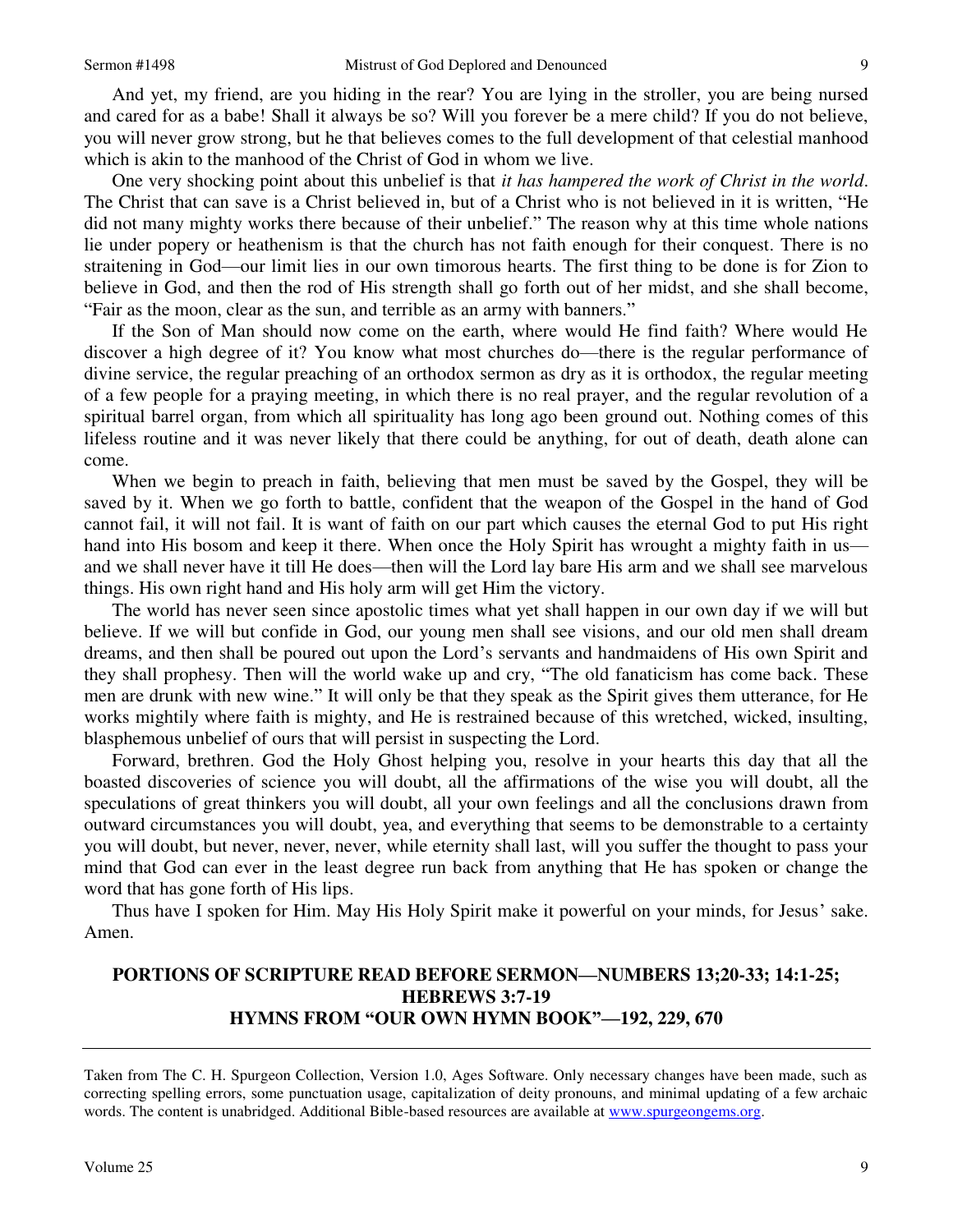And yet, my friend, are you hiding in the rear? You are lying in the stroller, you are being nursed and cared for as a babe! Shall it always be so? Will you forever be a mere child? If you do not believe, you will never grow strong, but he that believes comes to the full development of that celestial manhood which is akin to the manhood of the Christ of God in whom we live.

One very shocking point about this unbelief is that *it has hampered the work of Christ in the world*. The Christ that can save is a Christ believed in, but of a Christ who is not believed in it is written, "He did not many mighty works there because of their unbelief." The reason why at this time whole nations lie under popery or heathenism is that the church has not faith enough for their conquest. There is no straitening in God—our limit lies in our own timorous hearts. The first thing to be done is for Zion to believe in God, and then the rod of His strength shall go forth out of her midst, and she shall become, "Fair as the moon, clear as the sun, and terrible as an army with banners."

If the Son of Man should now come on the earth, where would He find faith? Where would He discover a high degree of it? You know what most churches do—there is the regular performance of divine service, the regular preaching of an orthodox sermon as dry as it is orthodox, the regular meeting of a few people for a praying meeting, in which there is no real prayer, and the regular revolution of a spiritual barrel organ, from which all spirituality has long ago been ground out. Nothing comes of this lifeless routine and it was never likely that there could be anything, for out of death, death alone can come.

When we begin to preach in faith, believing that men must be saved by the Gospel, they will be saved by it. When we go forth to battle, confident that the weapon of the Gospel in the hand of God cannot fail, it will not fail. It is want of faith on our part which causes the eternal God to put His right hand into His bosom and keep it there. When once the Holy Spirit has wrought a mighty faith in us—and we shall never have it till He does—then will the Lord lay bare His arm and we shall see marvelous things. His own right hand and His holy arm will get Him the victory.

The world has never seen since apostolic times what yet shall happen in our own day if we will but believe. If we will but confide in God, our young men shall see visions, and our old men shall dream dreams, and then shall be poured out upon the Lord's servants and handmaidens of His own Spirit and they shall prophesy. Then will the world wake up and cry, "The old fanaticism has come back. These men are drunk with new wine." It will only be that they speak as the Spirit gives them utterance, for He works mightily where faith is mighty, and He is restrained because of this wretched, wicked, insulting, blasphemous unbelief of ours that will persist in suspecting the Lord.

Forward, brethren. God the Holy Ghost helping you, resolve in your hearts this day that all the boasted discoveries of science you will doubt, all the affirmations of the wise you will doubt, all the speculations of great thinkers you will doubt, all your own feelings and all the conclusions drawn from outward circumstances you will doubt, yea, and everything that seems to be demonstrable to a certainty you will doubt, but never, never, never, while eternity shall last, will you suffer the thought to pass your mind that God can ever in the least degree run back from anything that He has spoken or change the word that has gone forth of His lips.

Thus have I spoken for Him. May His Holy Spirit make it powerful on your minds, for Jesus' sake. Amen.

## PORTIONS OF SCRIPTURE READ BEFORE SERMON—NUMBERS 13;20-33; 14:1-25; HEBREWS 3:7-19
## HYMNS FROM "OUR OWN HYMN BOOK"—192, 229, 670

Taken from The C. H. Spurgeon Collection, Version 1.0, Ages Software. Only necessary changes have been made, such as correcting spelling errors, some punctuation usage, capitalization of deity pronouns, and minimal updating of a few archaic words. The content is unabridged. Additional Bible-based resources are available at www.spurgeongems.org.